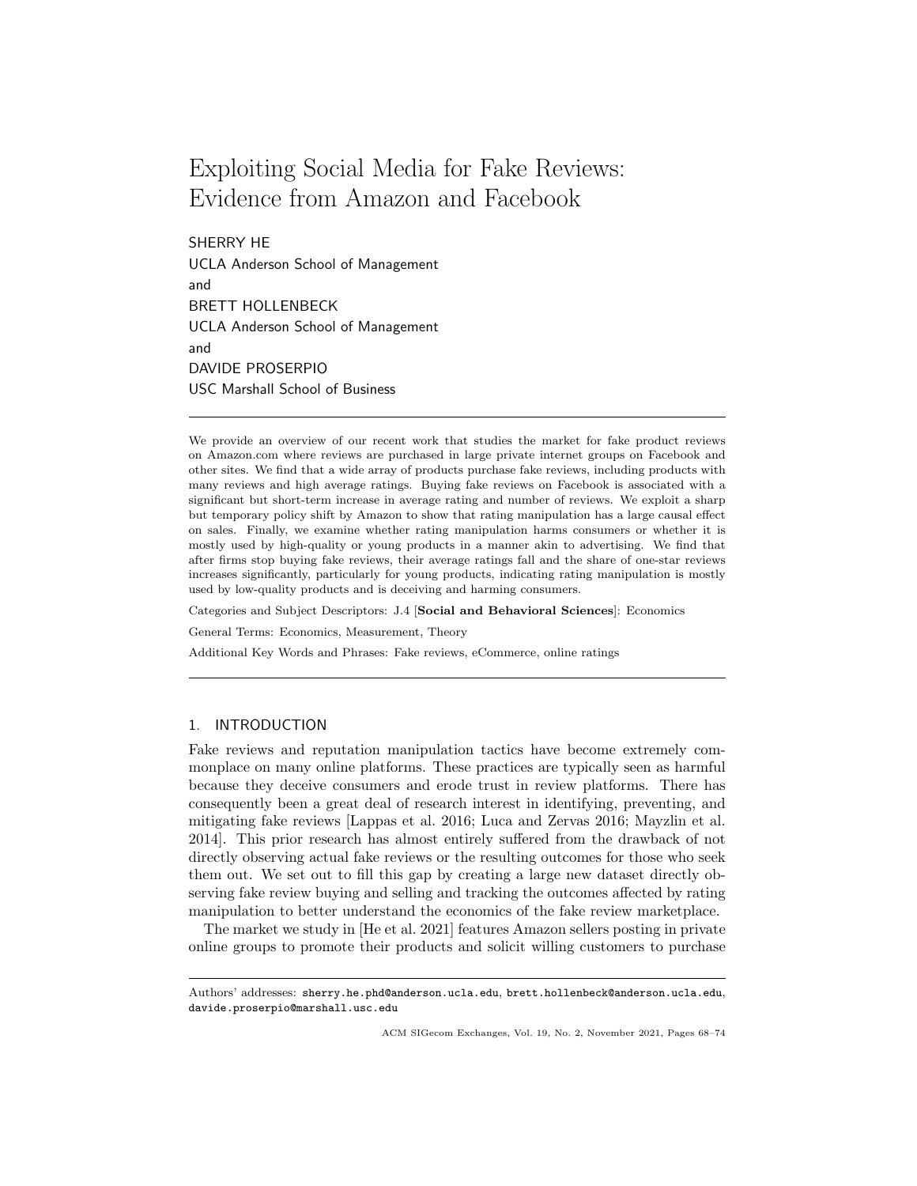# Exploiting Social Media for Fake Reviews: Evidence from Amazon and Facebook

SHERRY HE
UCLA Anderson School of Management
and
BRETT HOLLENBECK
UCLA Anderson School of Management
and
DAVIDE PROSERPIO
USC Marshall School of Business

---

We provide an overview of our recent work that studies the market for fake product reviews on Amazon.com where reviews are purchased in large private internet groups on Facebook and other sites. We find that a wide array of products purchase fake reviews, including products with many reviews and high average ratings. Buying fake reviews on Facebook is associated with a significant but short-term increase in average rating and number of reviews. We exploit a sharp but temporary policy shift by Amazon to show that rating manipulation has a large causal effect on sales. Finally, we examine whether rating manipulation harms consumers or whether it is mostly used by high-quality or young products in a manner akin to advertising. We find that after firms stop buying fake reviews, their average ratings fall and the share of one-star reviews increases significantly, particularly for young products, indicating rating manipulation is mostly used by low-quality products and is deceiving and harming consumers.

Categories and Subject Descriptors: J.4 [**Social and Behavioral Sciences**]: Economics

General Terms: Economics, Measurement, Theory

Additional Key Words and Phrases: Fake reviews, eCommerce, online ratings

---

## 1. INTRODUCTION

Fake reviews and reputation manipulation tactics have become extremely commonplace on many online platforms. These practices are typically seen as harmful because they deceive consumers and erode trust in review platforms. There has consequently been a great deal of research interest in identifying, preventing, and mitigating fake reviews [Lappas et al. 2016; Luca and Zervas 2016; Mayzlin et al. 2014]. This prior research has almost entirely suffered from the drawback of not directly observing actual fake reviews or the resulting outcomes for those who seek them out. We set out to fill this gap by creating a large new dataset directly observing fake review buying and selling and tracking the outcomes affected by rating manipulation to better understand the economics of the fake review marketplace.

The market we study in [He et al. 2021] features Amazon sellers posting in private online groups to promote their products and solicit willing customers to purchase

---

Authors' addresses: sherry.he.phd@anderson.ucla.edu, brett.hollenbeck@anderson.ucla.edu, davide.proserpio@marshall.usc.edu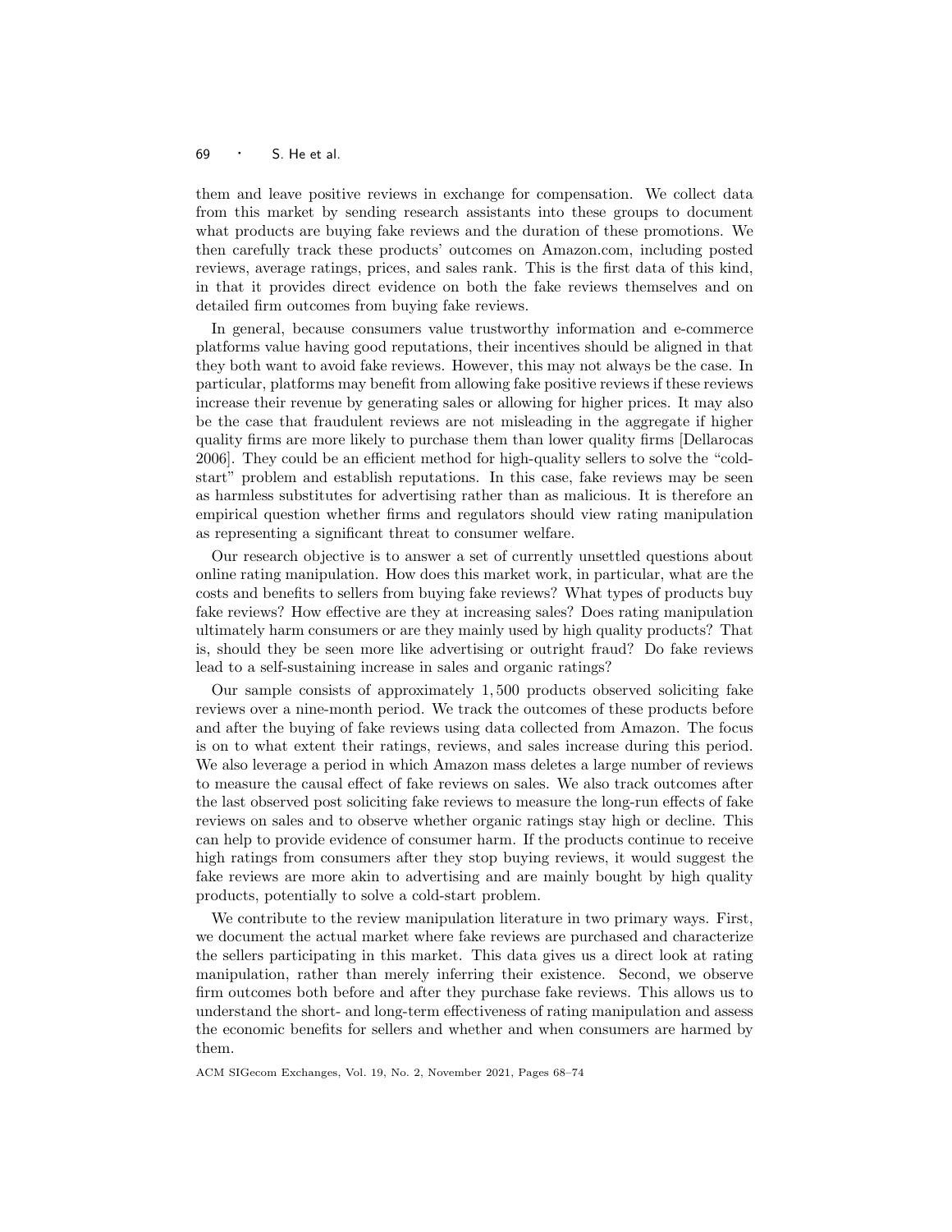them and leave positive reviews in exchange for compensation. We collect data from this market by sending research assistants into these groups to document what products are buying fake reviews and the duration of these promotions. We then carefully track these products' outcomes on Amazon.com, including posted reviews, average ratings, prices, and sales rank. This is the first data of this kind, in that it provides direct evidence on both the fake reviews themselves and on detailed firm outcomes from buying fake reviews.

In general, because consumers value trustworthy information and e-commerce platforms value having good reputations, their incentives should be aligned in that they both want to avoid fake reviews. However, this may not always be the case. In particular, platforms may benefit from allowing fake positive reviews if these reviews increase their revenue by generating sales or allowing for higher prices. It may also be the case that fraudulent reviews are not misleading in the aggregate if higher quality firms are more likely to purchase them than lower quality firms [Dellarocas 2006]. They could be an efficient method for high-quality sellers to solve the "cold-start" problem and establish reputations. In this case, fake reviews may be seen as harmless substitutes for advertising rather than as malicious. It is therefore an empirical question whether firms and regulators should view rating manipulation as representing a significant threat to consumer welfare.

Our research objective is to answer a set of currently unsettled questions about online rating manipulation. How does this market work, in particular, what are the costs and benefits to sellers from buying fake reviews? What types of products buy fake reviews? How effective are they at increasing sales? Does rating manipulation ultimately harm consumers or are they mainly used by high quality products? That is, should they be seen more like advertising or outright fraud? Do fake reviews lead to a self-sustaining increase in sales and organic ratings?

Our sample consists of approximately 1,500 products observed soliciting fake reviews over a nine-month period. We track the outcomes of these products before and after the buying of fake reviews using data collected from Amazon. The focus is on to what extent their ratings, reviews, and sales increase during this period. We also leverage a period in which Amazon mass deletes a large number of reviews to measure the causal effect of fake reviews on sales. We also track outcomes after the last observed post soliciting fake reviews to measure the long-run effects of fake reviews on sales and to observe whether organic ratings stay high or decline. This can help to provide evidence of consumer harm. If the products continue to receive high ratings from consumers after they stop buying reviews, it would suggest the fake reviews are more akin to advertising and are mainly bought by high quality products, potentially to solve a cold-start problem.

We contribute to the review manipulation literature in two primary ways. First, we document the actual market where fake reviews are purchased and characterize the sellers participating in this market. This data gives us a direct look at rating manipulation, rather than merely inferring their existence. Second, we observe firm outcomes both before and after they purchase fake reviews. This allows us to understand the short- and long-term effectiveness of rating manipulation and assess the economic benefits for sellers and whether and when consumers are harmed by them.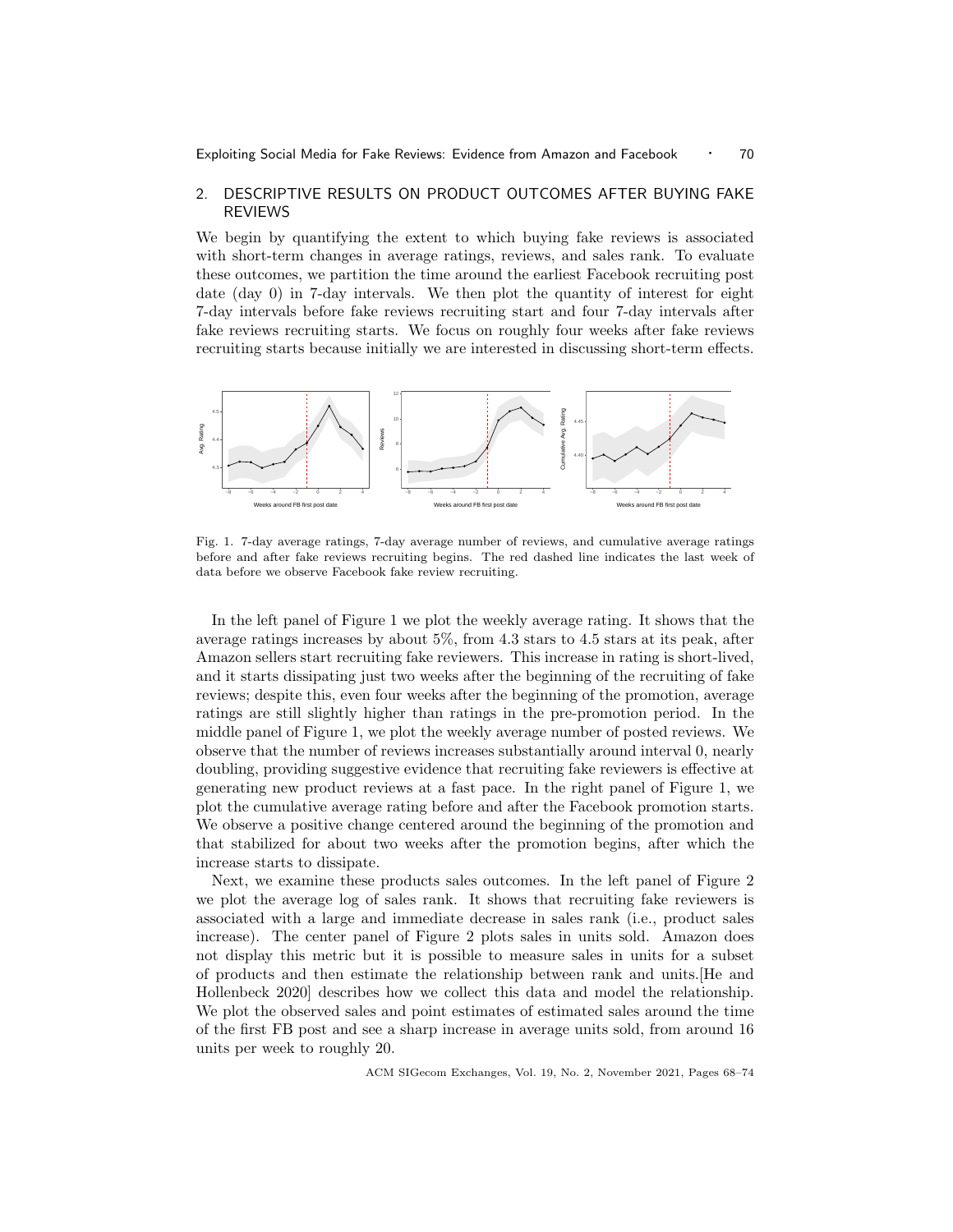## 2. DESCRIPTIVE RESULTS ON PRODUCT OUTCOMES AFTER BUYING FAKE REVIEWS

We begin by quantifying the extent to which buying fake reviews is associated with short-term changes in average ratings, reviews, and sales rank. To evaluate these outcomes, we partition the time around the earliest Facebook recruiting post date (day 0) in 7-day intervals. We then plot the quantity of interest for eight 7-day intervals before fake reviews recruiting start and four 7-day intervals after fake reviews recruiting starts. We focus on roughly four weeks after fake reviews recruiting starts because initially we are interested in discussing short-term effects.

Fig. 1. 7-day average ratings, 7-day average number of reviews, and cumulative average ratings before and after fake reviews recruiting begins. The red dashed line indicates the last week of data before we observe Facebook fake review recruiting.

In the left panel of Figure 1 we plot the weekly average rating. It shows that the average ratings increases by about 5%, from 4.3 stars to 4.5 stars at its peak, after Amazon sellers start recruiting fake reviewers. This increase in rating is short-lived, and it starts dissipating just two weeks after the beginning of the recruiting of fake reviews; despite this, even four weeks after the beginning of the promotion, average ratings are still slightly higher than ratings in the pre-promotion period. In the middle panel of Figure 1, we plot the weekly average number of posted reviews. We observe that the number of reviews increases substantially around interval 0, nearly doubling, providing suggestive evidence that recruiting fake reviewers is effective at generating new product reviews at a fast pace. In the right panel of Figure 1, we plot the cumulative average rating before and after the Facebook promotion starts. We observe a positive change centered around the beginning of the promotion and that stabilized for about two weeks after the promotion begins, after which the increase starts to dissipate.

Next, we examine these products sales outcomes. In the left panel of Figure 2 we plot the average log of sales rank. It shows that recruiting fake reviewers is associated with a large and immediate decrease in sales rank (i.e., product sales increase). The center panel of Figure 2 plots sales in units sold. Amazon does not display this metric but it is possible to measure sales in units for a subset of products and then estimate the relationship between rank and units.[He and Hollenbeck 2020] describes how we collect this data and model the relationship. We plot the observed sales and point estimates of estimated sales around the time of the first FB post and see a sharp increase in average units sold, from around 16 units per week to roughly 20.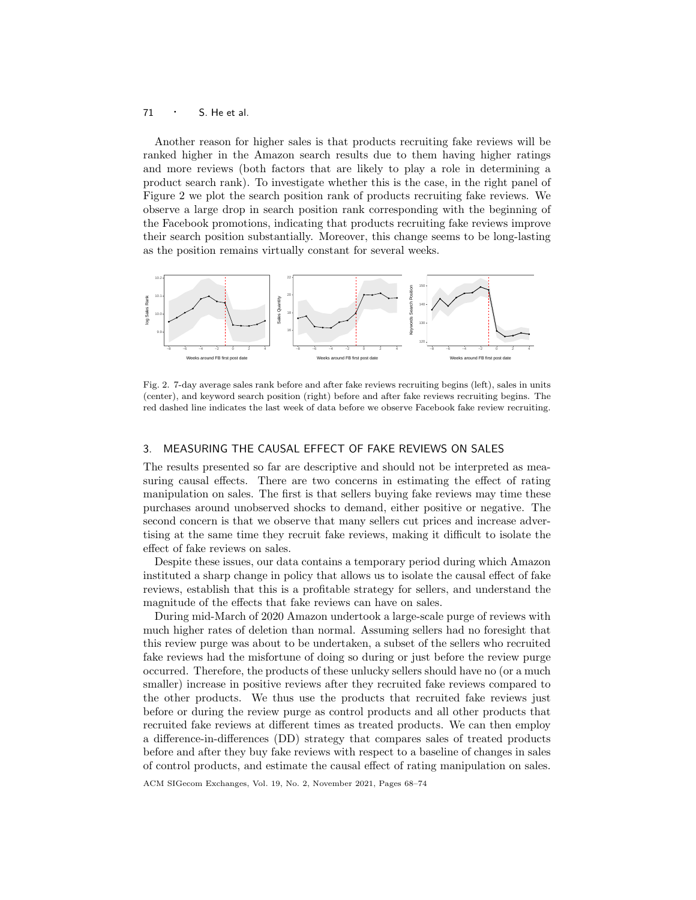Another reason for higher sales is that products recruiting fake reviews will be ranked higher in the Amazon search results due to them having higher ratings and more reviews (both factors that are likely to play a role in determining a product search rank). To investigate whether this is the case, in the right panel of Figure 2 we plot the search position rank of products recruiting fake reviews. We observe a large drop in search position rank corresponding with the beginning of the Facebook promotions, indicating that products recruiting fake reviews improve their search position substantially. Moreover, this change seems to be long-lasting as the position remains virtually constant for several weeks.

Fig. 2. 7-day average sales rank before and after fake reviews recruiting begins (left), sales in units (center), and keyword search position (right) before and after fake reviews recruiting begins. The red dashed line indicates the last week of data before we observe Facebook fake review recruiting.

## 3. MEASURING THE CAUSAL EFFECT OF FAKE REVIEWS ON SALES

The results presented so far are descriptive and should not be interpreted as measuring causal effects. There are two concerns in estimating the effect of rating manipulation on sales. The first is that sellers buying fake reviews may time these purchases around unobserved shocks to demand, either positive or negative. The second concern is that we observe that many sellers cut prices and increase advertising at the same time they recruit fake reviews, making it difficult to isolate the effect of fake reviews on sales.

Despite these issues, our data contains a temporary period during which Amazon instituted a sharp change in policy that allows us to isolate the causal effect of fake reviews, establish that this is a profitable strategy for sellers, and understand the magnitude of the effects that fake reviews can have on sales.

During mid-March of 2020 Amazon undertook a large-scale purge of reviews with much higher rates of deletion than normal. Assuming sellers had no foresight that this review purge was about to be undertaken, a subset of the sellers who recruited fake reviews had the misfortune of doing so during or just before the review purge occurred. Therefore, the products of these unlucky sellers should have no (or a much smaller) increase in positive reviews after they recruited fake reviews compared to the other products. We thus use the products that recruited fake reviews just before or during the review purge as control products and all other products that recruited fake reviews at different times as treated products. We can then employ a difference-in-differences (DD) strategy that compares sales of treated products before and after they buy fake reviews with respect to a baseline of changes in sales of control products, and estimate the causal effect of rating manipulation on sales.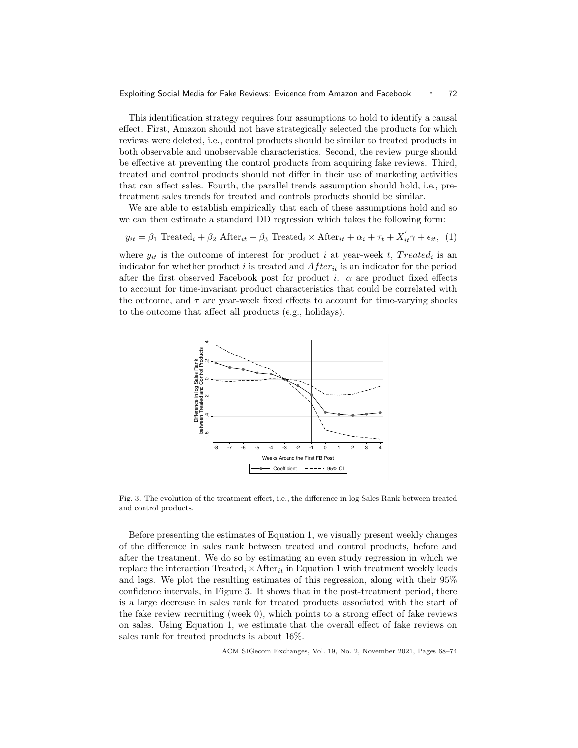This identification strategy requires four assumptions to hold to identify a causal effect. First, Amazon should not have strategically selected the products for which reviews were deleted, i.e., control products should be similar to treated products in both observable and unobservable characteristics. Second, the review purge should be effective at preventing the control products from acquiring fake reviews. Third, treated and control products should not differ in their use of marketing activities that can affect sales. Fourth, the parallel trends assumption should hold, i.e., pre-treatment sales trends for treated and controls products should be similar.

We are able to establish empirically that each of these assumptions hold and so we can then estimate a standard DD regression which takes the following form:

$$y_{it} = \beta_1 \text{ Treated}_i + \beta_2 \text{ After}_{it} + \beta_3 \text{ Treated}_i \times \text{After}_{it} + \alpha_i + \tau_t + X_{it}^{'}\gamma + \epsilon_{it}, \quad (1)$$

where $y_{it}$ is the outcome of interest for product $i$ at year-week $t$, $Treated_i$ is an indicator for whether product $i$ is treated and $After_{it}$ is an indicator for the period after the first observed Facebook post for product $i$. $\alpha$ are product fixed effects to account for time-invariant product characteristics that could be correlated with the outcome, and $\tau$ are year-week fixed effects to account for time-varying shocks to the outcome that affect all products (e.g., holidays).

Fig. 3. The evolution of the treatment effect, i.e., the difference in log Sales Rank between treated and control products.

Before presenting the estimates of Equation 1, we visually present weekly changes of the difference in sales rank between treated and control products, before and after the treatment. We do so by estimating an even study regression in which we replace the interaction $\text{Treated}_i \times \text{After}_{it}$ in Equation 1 with treatment weekly leads and lags. We plot the resulting estimates of this regression, along with their 95% confidence intervals, in Figure 3. It shows that in the post-treatment period, there is a large decrease in sales rank for treated products associated with the start of the fake review recruiting (week 0), which points to a strong effect of fake reviews on sales. Using Equation 1, we estimate that the overall effect of fake reviews on sales rank for treated products is about 16%.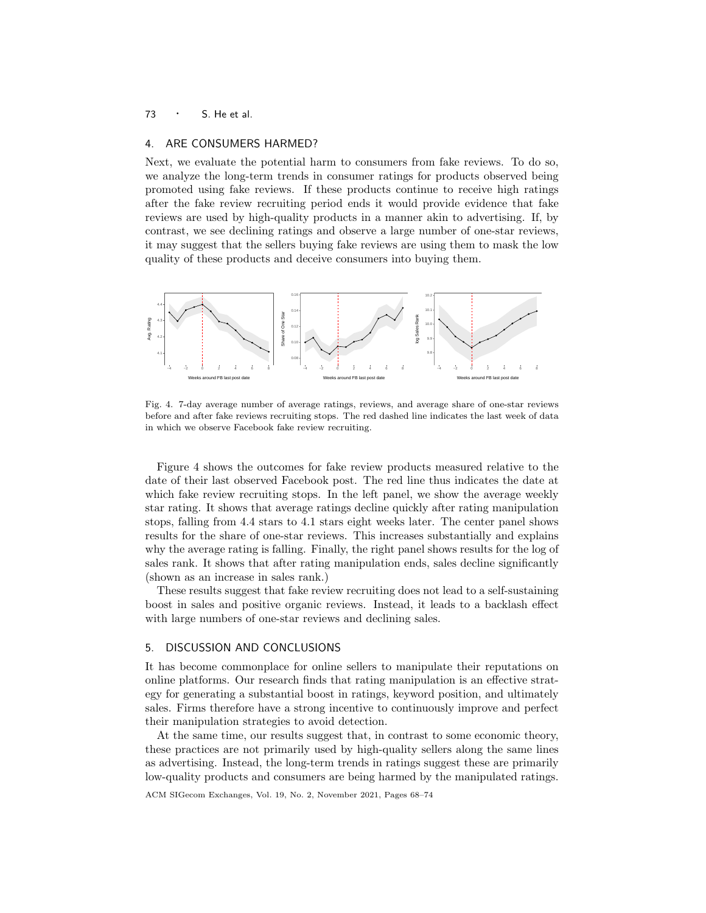## 4. ARE CONSUMERS HARMED?

Next, we evaluate the potential harm to consumers from fake reviews. To do so, we analyze the long-term trends in consumer ratings for products observed being promoted using fake reviews. If these products continue to receive high ratings after the fake review recruiting period ends it would provide evidence that fake reviews are used by high-quality products in a manner akin to advertising. If, by contrast, we see declining ratings and observe a large number of one-star reviews, it may suggest that the sellers buying fake reviews are using them to mask the low quality of these products and deceive consumers into buying them.

Fig. 4. 7-day average number of average ratings, reviews, and average share of one-star reviews before and after fake reviews recruiting stops. The red dashed line indicates the last week of data in which we observe Facebook fake review recruiting.

Figure 4 shows the outcomes for fake review products measured relative to the date of their last observed Facebook post. The red line thus indicates the date at which fake review recruiting stops. In the left panel, we show the average weekly star rating. It shows that average ratings decline quickly after rating manipulation stops, falling from 4.4 stars to 4.1 stars eight weeks later. The center panel shows results for the share of one-star reviews. This increases substantially and explains why the average rating is falling. Finally, the right panel shows results for the log of sales rank. It shows that after rating manipulation ends, sales decline significantly (shown as an increase in sales rank.)

These results suggest that fake review recruiting does not lead to a self-sustaining boost in sales and positive organic reviews. Instead, it leads to a backlash effect with large numbers of one-star reviews and declining sales.

## 5. DISCUSSION AND CONCLUSIONS

It has become commonplace for online sellers to manipulate their reputations on online platforms. Our research finds that rating manipulation is an effective strategy for generating a substantial boost in ratings, keyword position, and ultimately sales. Firms therefore have a strong incentive to continuously improve and perfect their manipulation strategies to avoid detection.

At the same time, our results suggest that, in contrast to some economic theory, these practices are not primarily used by high-quality sellers along the same lines as advertising. Instead, the long-term trends in ratings suggest these are primarily low-quality products and consumers are being harmed by the manipulated ratings.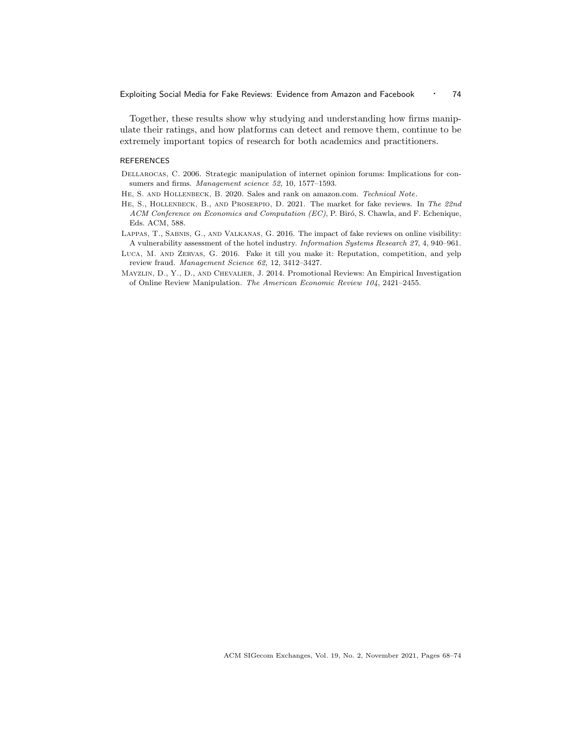Together, these results show why studying and understanding how firms manipulate their ratings, and how platforms can detect and remove them, continue to be extremely important topics of research for both academics and practitioners.

## REFERENCES

Dellarocas, C. 2006. Strategic manipulation of internet opinion forums: Implications for consumers and firms. *Management science 52,* 10, 1577–1593.

He, S. and Hollenbeck, B. 2020. Sales and rank on amazon.com. *Technical Note*.

He, S., Hollenbeck, B., and Proserpio, D. 2021. The market for fake reviews. In *The 22nd ACM Conference on Economics and Computation (EC)*, P. Biró, S. Chawla, and F. Echenique, Eds. ACM, 588.

Lappas, T., Sabnis, G., and Valkanas, G. 2016. The impact of fake reviews on online visibility: A vulnerability assessment of the hotel industry. *Information Systems Research 27,* 4, 940–961.

Luca, M. and Zervas, G. 2016. Fake it till you make it: Reputation, competition, and yelp review fraud. *Management Science 62,* 12, 3412–3427.

Mayzlin, D., Y., D., and Chevalier, J. 2014. Promotional Reviews: An Empirical Investigation of Online Review Manipulation. *The American Economic Review 104*, 2421–2455.